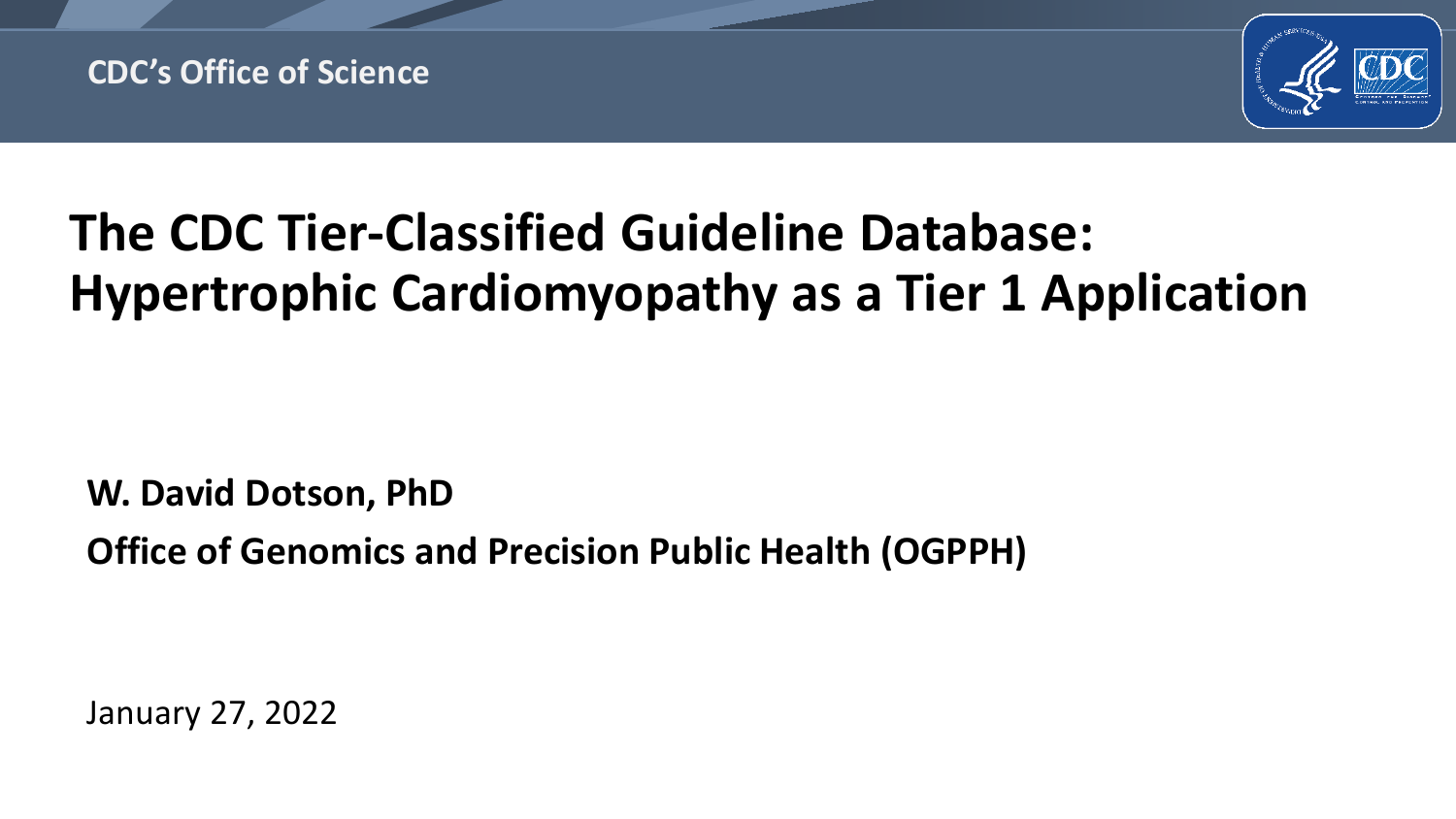CDC's Office of Science

# The CDC Tier-Classified Guideline Database: Hypertrophic Cardiomyopathy as a Tier 1 Application

**W. David Dotson, PhD**

**Office of Genomics and Precision Public Health (OGPPH)**

January 27, 2022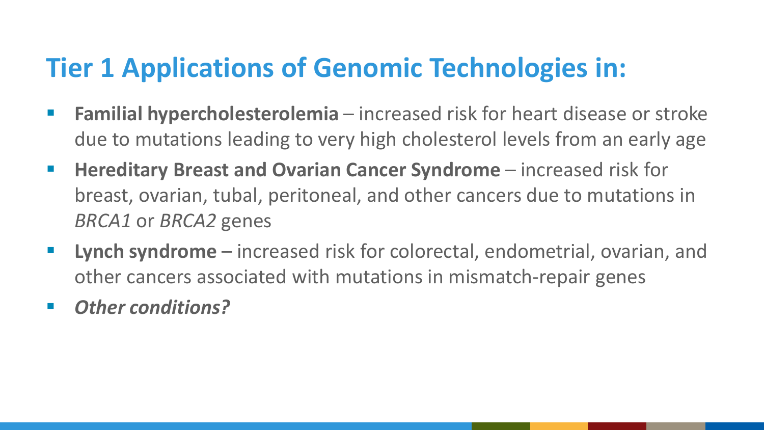# Tier 1 Applications of Genomic Technologies in:

- **Familial hypercholesterolemia** – increased risk for heart disease or stroke due to mutations leading to very high cholesterol levels from an early age
- **Hereditary Breast and Ovarian Cancer Syndrome** – increased risk for breast, ovarian, tubal, peritoneal, and other cancers due to mutations in *BRCA1* or *BRCA2* genes
- **Lynch syndrome** – increased risk for colorectal, endometrial, ovarian, and other cancers associated with mutations in mismatch-repair genes
- ***Other conditions?***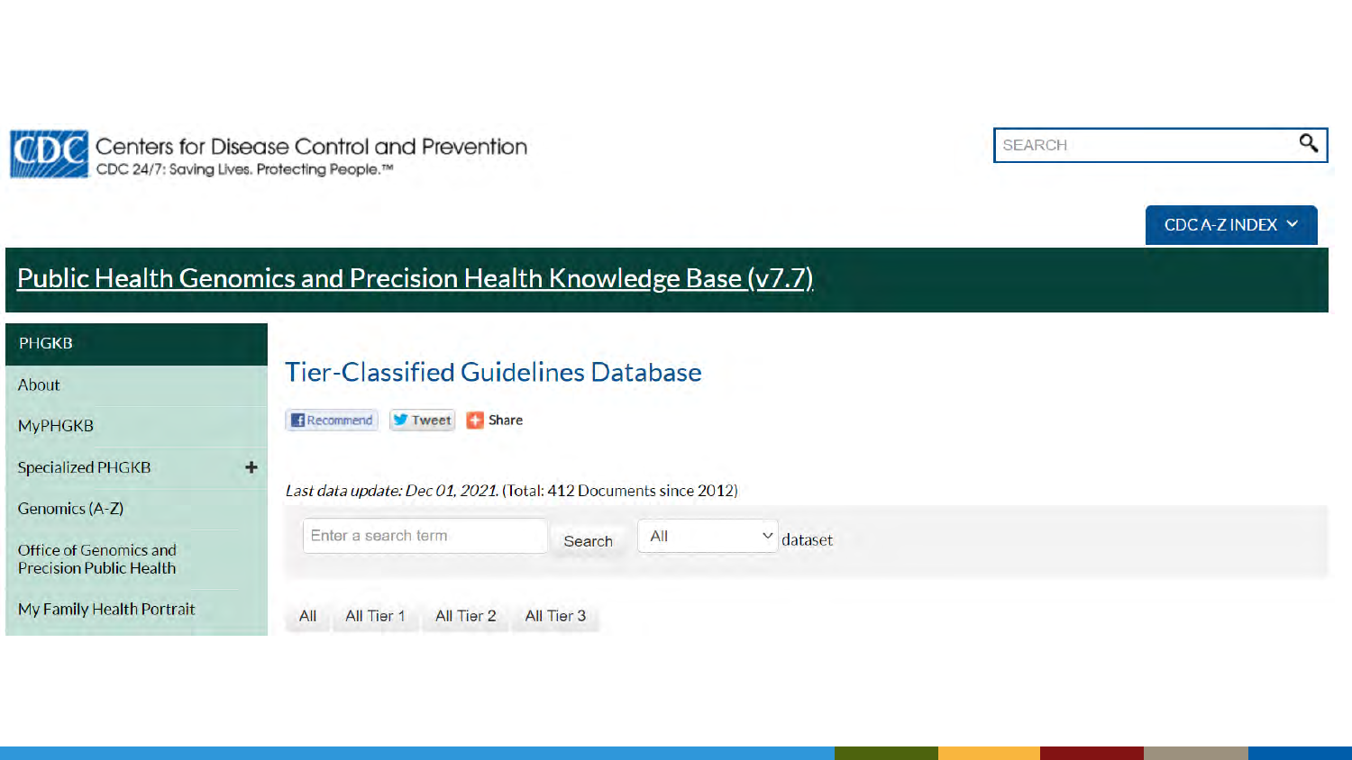Centers for Disease Control and Prevention
CDC 24/7: Saving Lives. Protecting People.™

SEARCH

CDC A-Z INDEX

# Public Health Genomics and Precision Health Knowledge Base (v7.7)

- PHGKB
- About
- MyPHGKB
- Specialized PHGKB +
- Genomics (A-Z)
- Office of Genomics and Precision Public Health
- My Family Health Portrait

## Tier-Classified Guidelines Database

Recommend | Tweet | Share

*Last data update: Dec 01, 2021.* (Total: 412 Documents since 2012)

Enter a search term | Search | All | dataset

All | All Tier 1 | All Tier 2 | All Tier 3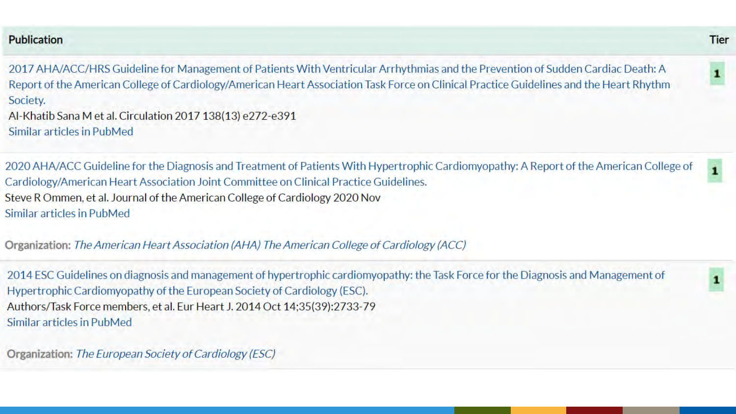| Publication | Tier |
|---|---|
| 2017 AHA/ACC/HRS Guideline for Management of Patients With Ventricular Arrhythmias and the Prevention of Sudden Cardiac Death: A Report of the American College of Cardiology/American Heart Association Task Force on Clinical Practice Guidelines and the Heart Rhythm Society.<br>Al-Khatib Sana M et al. Circulation 2017 138(13) e272-e391<br>Similar articles in PubMed | 1 |
| 2020 AHA/ACC Guideline for the Diagnosis and Treatment of Patients With Hypertrophic Cardiomyopathy: A Report of the American College of Cardiology/American Heart Association Joint Committee on Clinical Practice Guidelines.<br>Steve R Ommen, et al. Journal of the American College of Cardiology 2020 Nov<br>Similar articles in PubMed<br><br>**Organization:** *The American Heart Association (AHA) The American College of Cardiology (ACC)* | 1 |
| 2014 ESC Guidelines on diagnosis and management of hypertrophic cardiomyopathy: the Task Force for the Diagnosis and Management of Hypertrophic Cardiomyopathy of the European Society of Cardiology (ESC).<br>Authors/Task Force members, et al. Eur Heart J. 2014 Oct 14;35(39):2733-79<br>Similar articles in PubMed<br><br>**Organization:** *The European Society of Cardiology (ESC)* | 1 |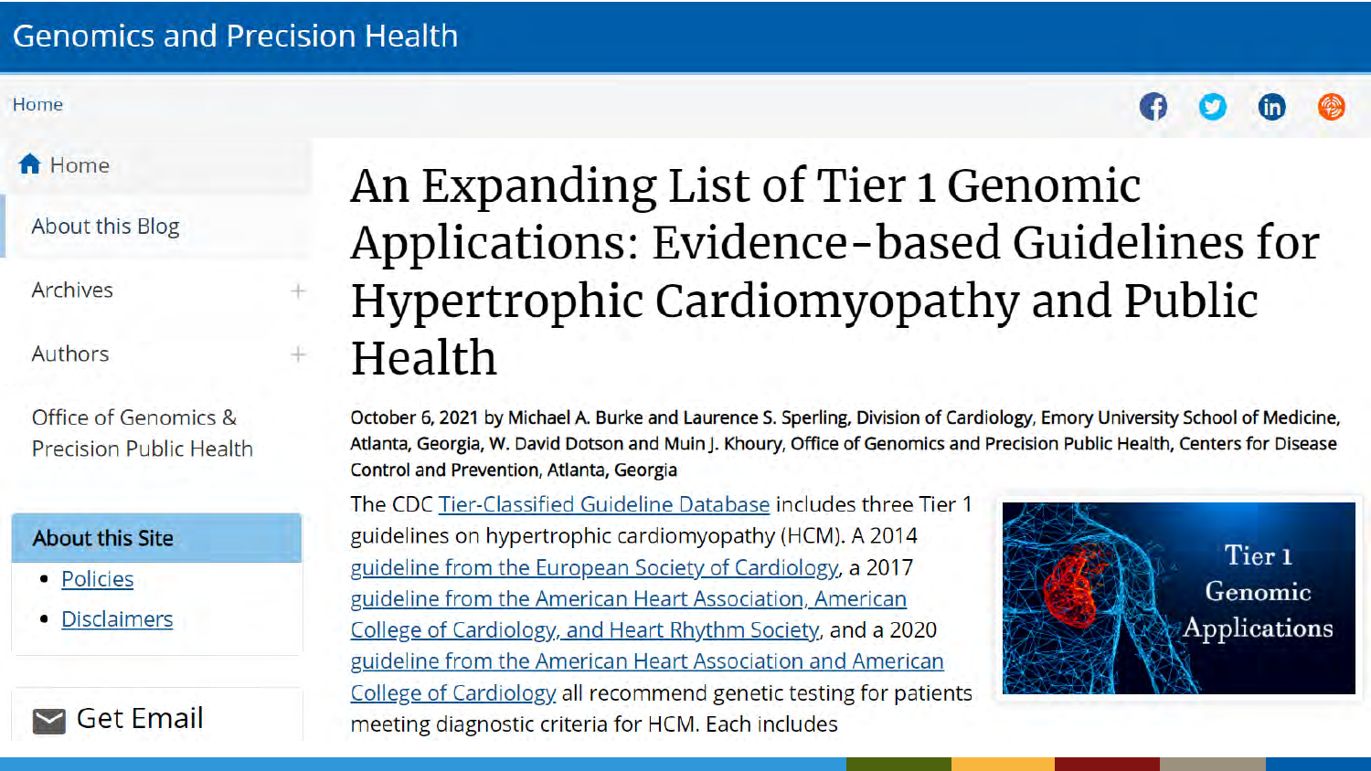Genomics and Precision Health

Home

- Home
- About this Blog
- Archives
- Authors
- Office of Genomics & Precision Public Health

**About this Site**

- Policies
- Disclaimers

Get Email

# An Expanding List of Tier 1 Genomic Applications: Evidence-based Guidelines for Hypertrophic Cardiomyopathy and Public Health

October 6, 2021 by Michael A. Burke and Laurence S. Sperling, Division of Cardiology, Emory University School of Medicine, Atlanta, Georgia, W. David Dotson and Muin J. Khoury, Office of Genomics and Precision Public Health, Centers for Disease Control and Prevention, Atlanta, Georgia

The CDC Tier-Classified Guideline Database includes three Tier 1 guidelines on hypertrophic cardiomyopathy (HCM). A 2014 guideline from the European Society of Cardiology, a 2017 guideline from the American Heart Association, American College of Cardiology, and Heart Rhythm Society, and a 2020 guideline from the American Heart Association and American College of Cardiology all recommend genetic testing for patients meeting diagnostic criteria for HCM. Each includes

Tier 1 Genomic Applications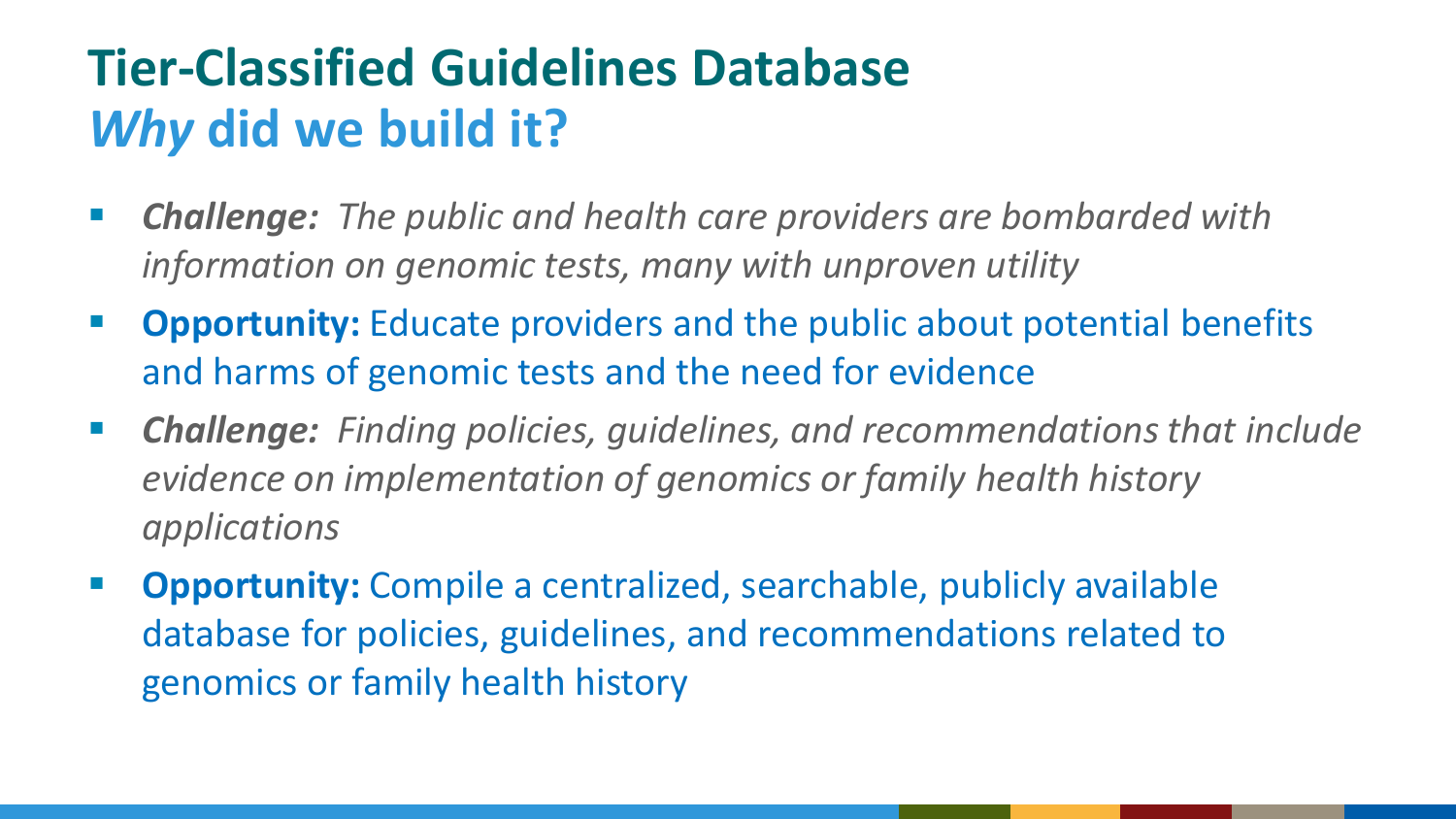# Tier-Classified Guidelines Database

## *Why* did we build it?

- ***Challenge:*** *The public and health care providers are bombarded with information on genomic tests, many with unproven utility*
- **Opportunity:** Educate providers and the public about potential benefits and harms of genomic tests and the need for evidence
- ***Challenge:*** *Finding policies, guidelines, and recommendations that include evidence on implementation of genomics or family health history applications*
- **Opportunity:** Compile a centralized, searchable, publicly available database for policies, guidelines, and recommendations related to genomics or family health history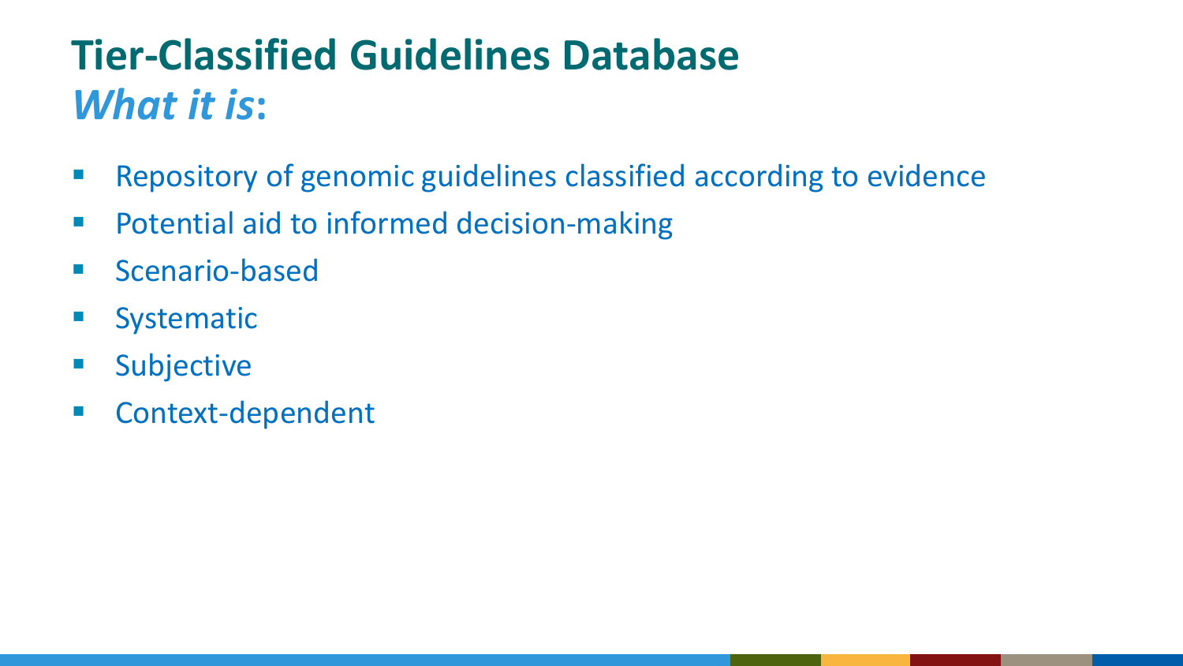# Tier-Classified Guidelines Database

## *What it is*:

- Repository of genomic guidelines classified according to evidence
- Potential aid to informed decision-making
- Scenario-based
- Systematic
- Subjective
- Context-dependent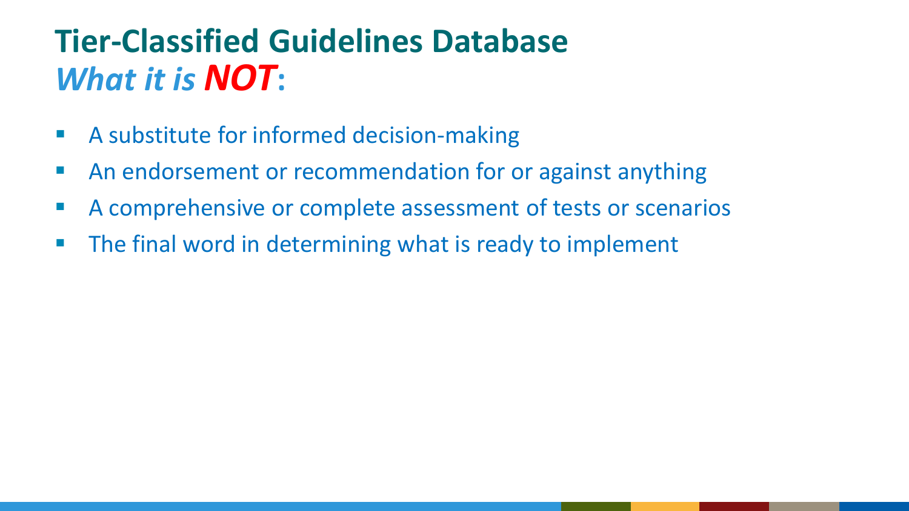# Tier-Classified Guidelines Database
## *What it is* ***NOT*****:**

- A substitute for informed decision-making
- An endorsement or recommendation for or against anything
- A comprehensive or complete assessment of tests or scenarios
- The final word in determining what is ready to implement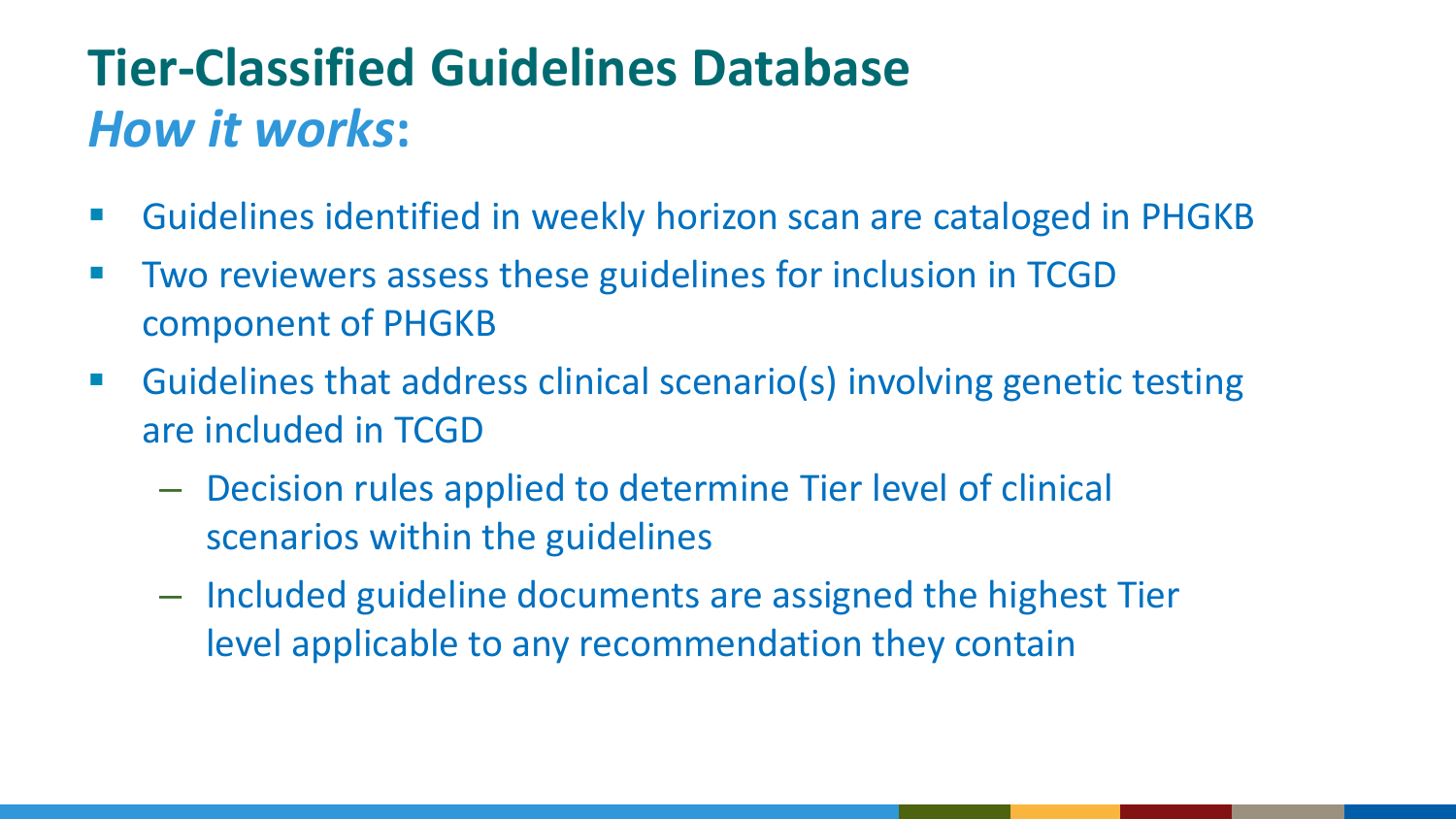# Tier-Classified Guidelines Database

## *How it works*:

- Guidelines identified in weekly horizon scan are cataloged in PHGKB
- Two reviewers assess these guidelines for inclusion in TCGD component of PHGKB
- Guidelines that address clinical scenario(s) involving genetic testing are included in TCGD
  - Decision rules applied to determine Tier level of clinical scenarios within the guidelines
  - Included guideline documents are assigned the highest Tier level applicable to any recommendation they contain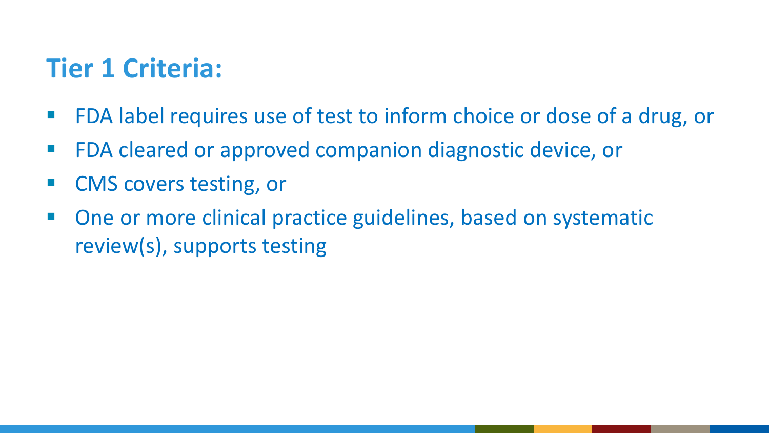## Tier 1 Criteria:

- FDA label requires use of test to inform choice or dose of a drug, or
- FDA cleared or approved companion diagnostic device, or
- CMS covers testing, or
- One or more clinical practice guidelines, based on systematic review(s), supports testing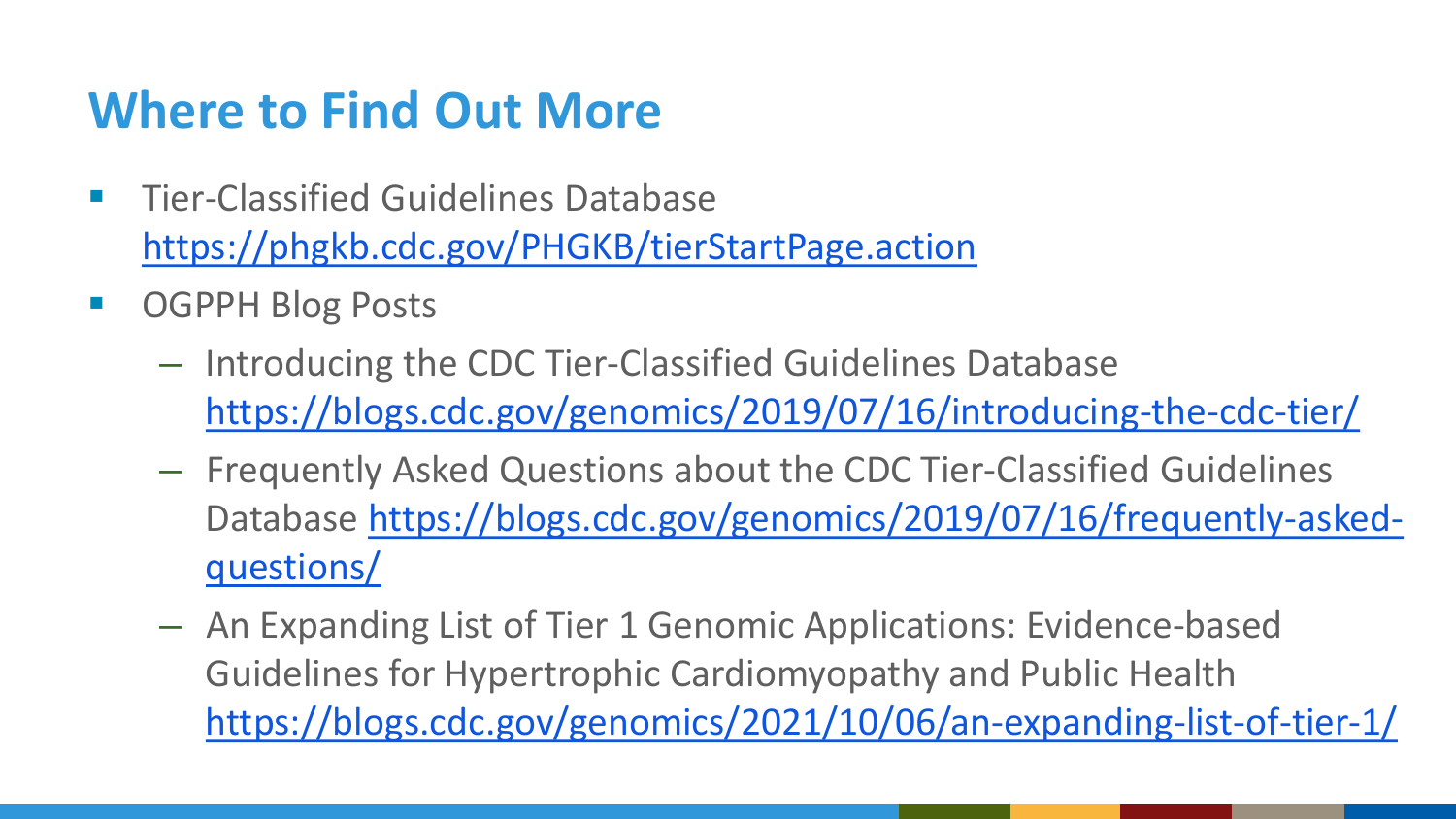# Where to Find Out More

- Tier-Classified Guidelines Database
  https://phgkb.cdc.gov/PHGKB/tierStartPage.action
- OGPPH Blog Posts
  - Introducing the CDC Tier-Classified Guidelines Database
    https://blogs.cdc.gov/genomics/2019/07/16/introducing-the-cdc-tier/
  - Frequently Asked Questions about the CDC Tier-Classified Guidelines Database https://blogs.cdc.gov/genomics/2019/07/16/frequently-asked-questions/
  - An Expanding List of Tier 1 Genomic Applications: Evidence-based Guidelines for Hypertrophic Cardiomyopathy and Public Health
    https://blogs.cdc.gov/genomics/2021/10/06/an-expanding-list-of-tier-1/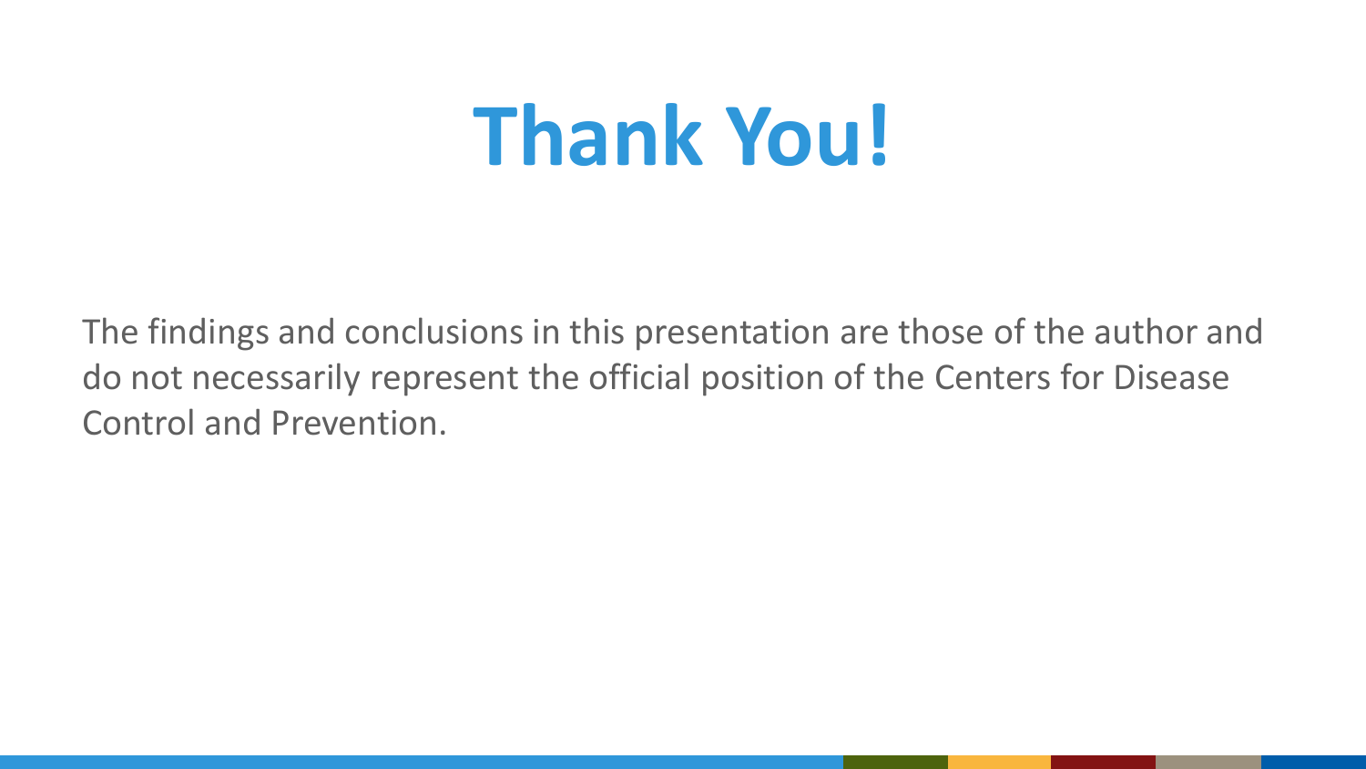# Thank You!

The findings and conclusions in this presentation are those of the author and do not necessarily represent the official position of the Centers for Disease Control and Prevention.